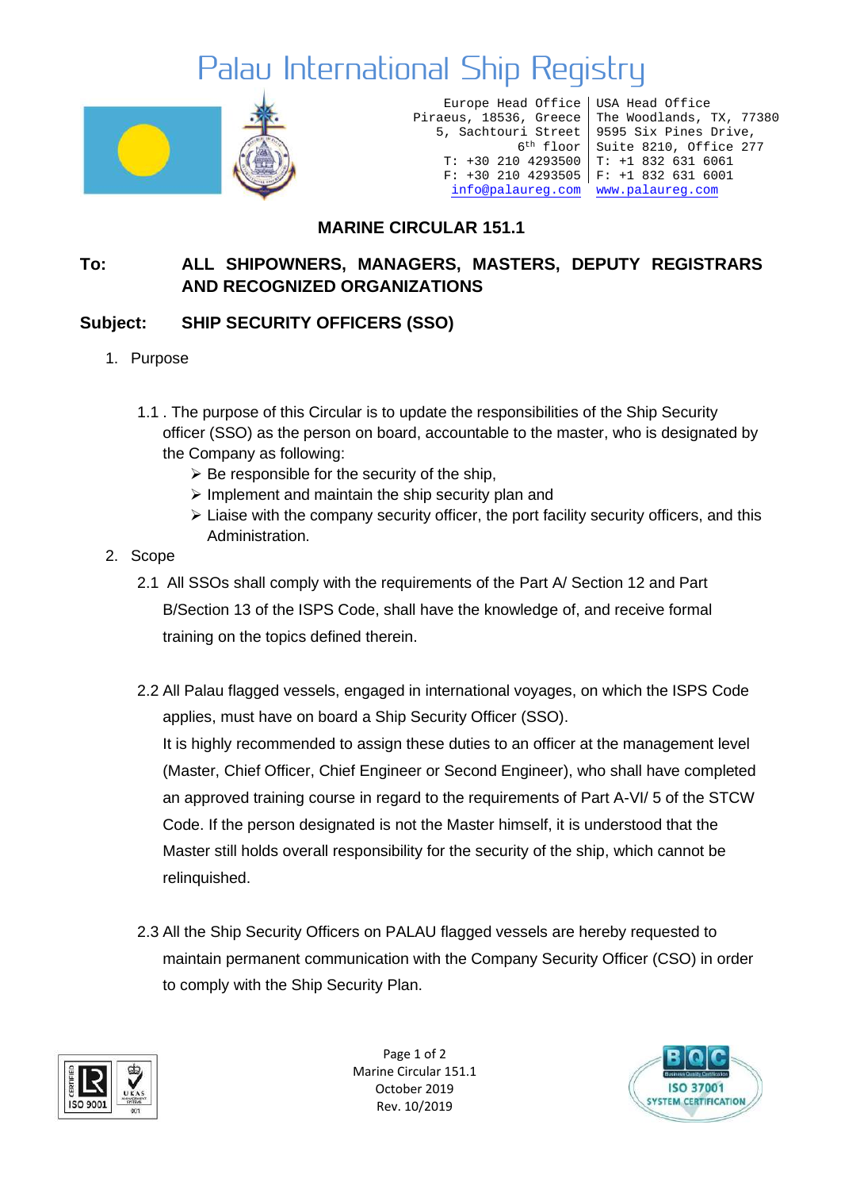# Palau International Ship Registry

Europe Head Office
Piraeus, 18536, Greece
5, Sachtouri Street
6th floor
T: +30 210 4293500
F: +30 210 4293505
info@palaureg.com

USA Head Office
The Woodlands, TX, 77380
9595 Six Pines Drive,
Suite 8210, Office 277
T: +1 832 631 6061
F: +1 832 631 6001
www.palaureg.com

## MARINE CIRCULAR 151.1

**To:** **ALL SHIPOWNERS, MANAGERS, MASTERS, DEPUTY REGISTRARS AND RECOGNIZED ORGANIZATIONS**

**Subject:** **SHIP SECURITY OFFICERS (SSO)**

1. Purpose

1.1 . The purpose of this Circular is to update the responsibilities of the Ship Security officer (SSO) as the person on board, accountable to the master, who is designated by the Company as following:

- Be responsible for the security of the ship,
- Implement and maintain the ship security plan and
- Liaise with the company security officer, the port facility security officers, and this Administration.

2. Scope

2.1 All SSOs shall comply with the requirements of the Part A/ Section 12 and Part B/Section 13 of the ISPS Code, shall have the knowledge of, and receive formal training on the topics defined therein.

2.2 All Palau flagged vessels, engaged in international voyages, on which the ISPS Code applies, must have on board a Ship Security Officer (SSO).
It is highly recommended to assign these duties to an officer at the management level (Master, Chief Officer, Chief Engineer or Second Engineer), who shall have completed an approved training course in regard to the requirements of Part A-VI/ 5 of the STCW Code. If the person designated is not the Master himself, it is understood that the Master still holds overall responsibility for the security of the ship, which cannot be relinquished.

2.3 All the Ship Security Officers on PALAU flagged vessels are hereby requested to maintain permanent communication with the Company Security Officer (CSO) in order to comply with the Ship Security Plan.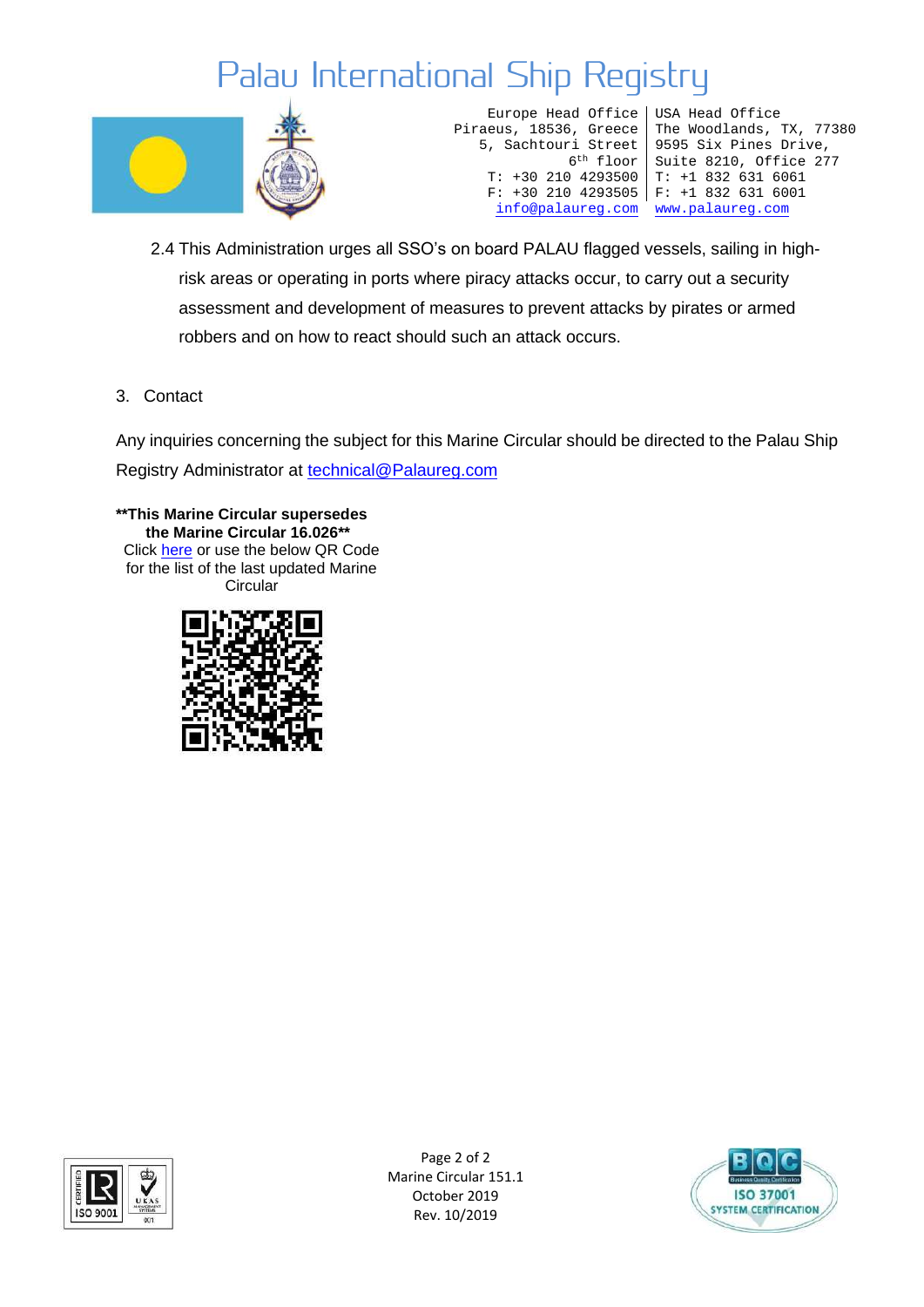2.4 This Administration urges all SSO's on board PALAU flagged vessels, sailing in high-risk areas or operating in ports where piracy attacks occur, to carry out a security assessment and development of measures to prevent attacks by pirates or armed robbers and on how to react should such an attack occurs.

3. Contact

Any inquiries concerning the subject for this Marine Circular should be directed to the Palau Ship Registry Administrator at technical@Palaureg.com

**This Marine Circular supersedes the Marine Circular 16.026**

Click here or use the below QR Code for the list of the last updated Marine Circular